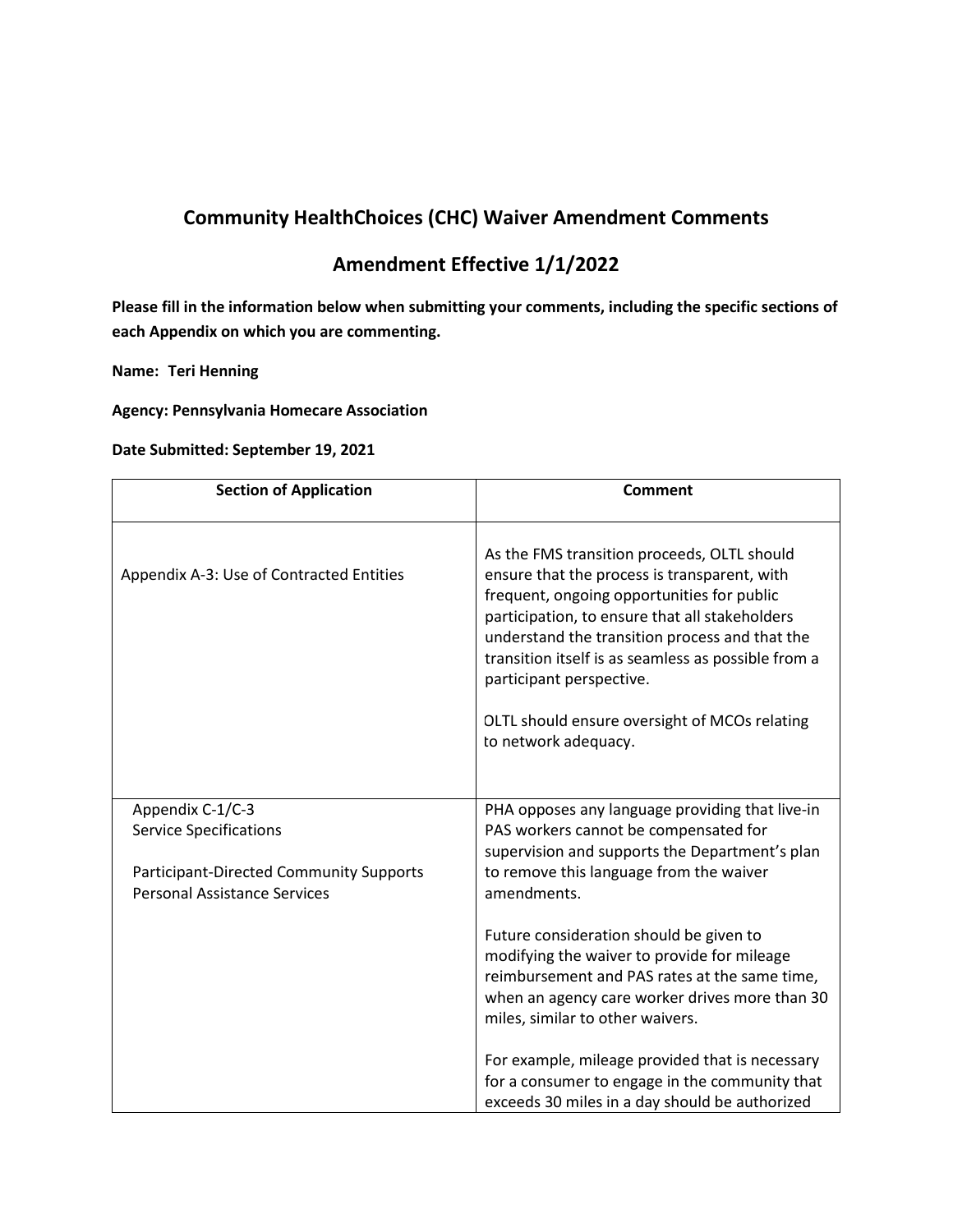## Community HealthChoices (CHC) Waiver Amendment Comments

## Amendment Effective 1/1/2022

**Please fill in the information below when submitting your comments, including the specific sections of each Appendix on which you are commenting.**

**Name: Teri Henning**

**Agency: Pennsylvania Homecare Association**

**Date Submitted: September 19, 2021**

| Section of Application | Comment |
|---|---|
| Appendix A-3: Use of Contracted Entities | As the FMS transition proceeds, OLTL should ensure that the process is transparent, with frequent, ongoing opportunities for public participation, to ensure that all stakeholders understand the transition process and that the transition itself is as seamless as possible from a participant perspective.<br><br>OLTL should ensure oversight of MCOs relating to network adequacy. |
| Appendix C-1/C-3<br>Service Specifications<br><br>Participant-Directed Community Supports<br>Personal Assistance Services | PHA opposes any language providing that live-in PAS workers cannot be compensated for supervision and supports the Department's plan to remove this language from the waiver amendments.<br><br>Future consideration should be given to modifying the waiver to provide for mileage reimbursement and PAS rates at the same time, when an agency care worker drives more than 30 miles, similar to other waivers.<br><br>For example, mileage provided that is necessary for a consumer to engage in the community that exceeds 30 miles in a day should be authorized |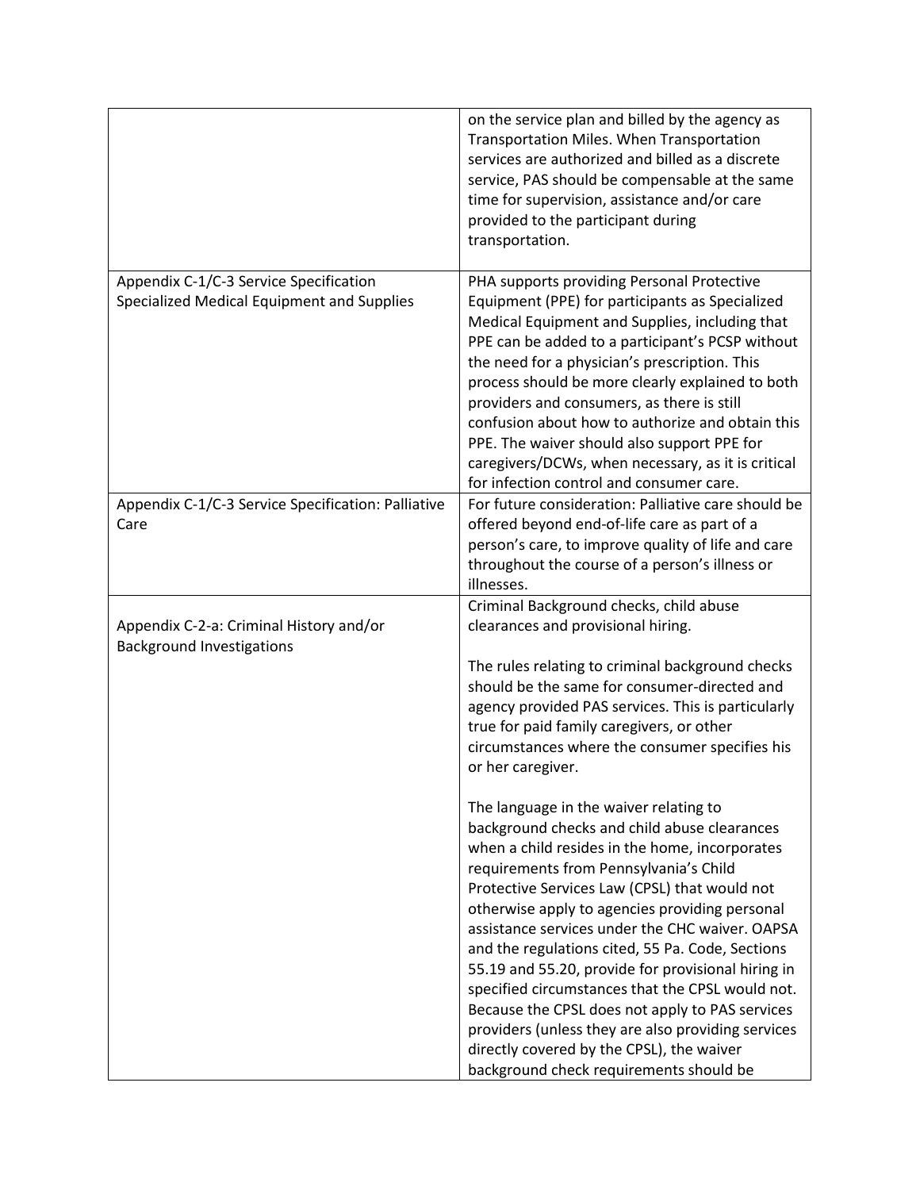| | |
|---|---|
| | on the service plan and billed by the agency as Transportation Miles. When Transportation services are authorized and billed as a discrete service, PAS should be compensable at the same time for supervision, assistance and/or care provided to the participant during transportation. |
| Appendix C-1/C-3 Service Specification Specialized Medical Equipment and Supplies | PHA supports providing Personal Protective Equipment (PPE) for participants as Specialized Medical Equipment and Supplies, including that PPE can be added to a participant's PCSP without the need for a physician's prescription. This process should be more clearly explained to both providers and consumers, as there is still confusion about how to authorize and obtain this PPE. The waiver should also support PPE for caregivers/DCWs, when necessary, as it is critical for infection control and consumer care. |
| Appendix C-1/C-3 Service Specification: Palliative Care | For future consideration: Palliative care should be offered beyond end-of-life care as part of a person's care, to improve quality of life and care throughout the course of a person's illness or illnesses. |
| Appendix C-2-a: Criminal History and/or Background Investigations | Criminal Background checks, child abuse clearances and provisional hiring.<br><br>The rules relating to criminal background checks should be the same for consumer-directed and agency provided PAS services. This is particularly true for paid family caregivers, or other circumstances where the consumer specifies his or her caregiver.<br><br>The language in the waiver relating to background checks and child abuse clearances when a child resides in the home, incorporates requirements from Pennsylvania's Child Protective Services Law (CPSL) that would not otherwise apply to agencies providing personal assistance services under the CHC waiver. OAPSA and the regulations cited, 55 Pa. Code, Sections 55.19 and 55.20, provide for provisional hiring in specified circumstances that the CPSL would not. Because the CPSL does not apply to PAS services providers (unless they are also providing services directly covered by the CPSL), the waiver background check requirements should be |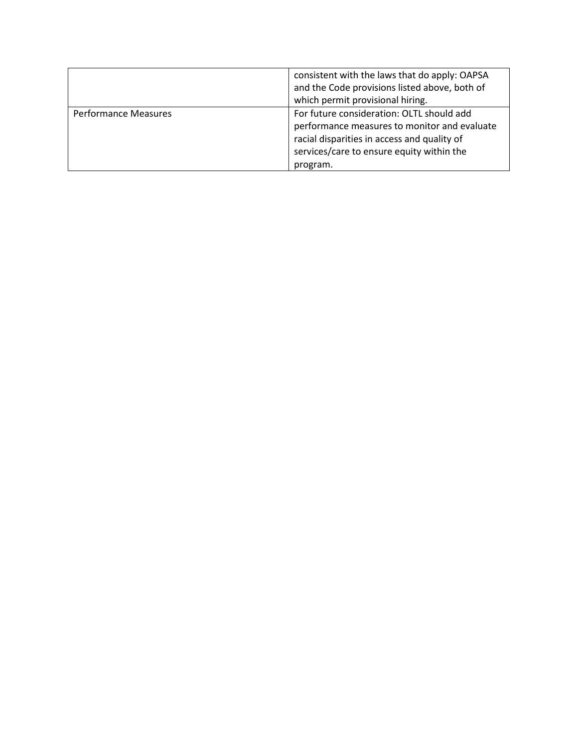| | |
|---|---|
| | consistent with the laws that do apply: OAPSA and the Code provisions listed above, both of which permit provisional hiring. |
| Performance Measures | For future consideration: OLTL should add performance measures to monitor and evaluate racial disparities in access and quality of services/care to ensure equity within the program. |